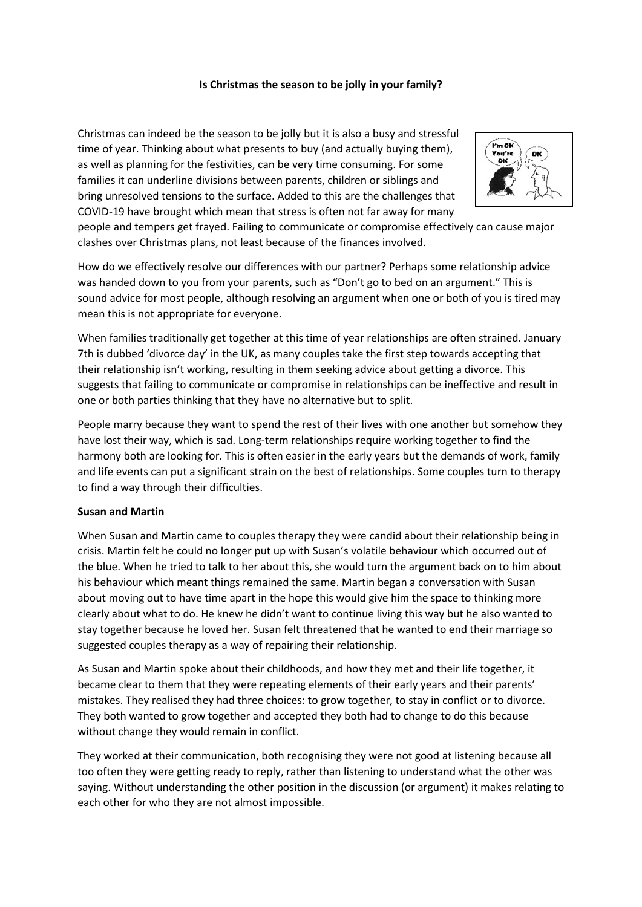**Is Christmas the season to be jolly in your family?**

Christmas can indeed be the season to be jolly but it is also a busy and stressful time of year. Thinking about what presents to buy (and actually buying them), as well as planning for the festivities, can be very time consuming. For some families it can underline divisions between parents, children or siblings and bring unresolved tensions to the surface. Added to this are the challenges that COVID-19 have brought which mean that stress is often not far away for many people and tempers get frayed. Failing to communicate or compromise effectively can cause major clashes over Christmas plans, not least because of the finances involved.

How do we effectively resolve our differences with our partner? Perhaps some relationship advice was handed down to you from your parents, such as "Don't go to bed on an argument." This is sound advice for most people, although resolving an argument when one or both of you is tired may mean this is not appropriate for everyone.

When families traditionally get together at this time of year relationships are often strained. January 7th is dubbed 'divorce day' in the UK, as many couples take the first step towards accepting that their relationship isn't working, resulting in them seeking advice about getting a divorce. This suggests that failing to communicate or compromise in relationships can be ineffective and result in one or both parties thinking that they have no alternative but to split.

People marry because they want to spend the rest of their lives with one another but somehow they have lost their way, which is sad. Long-term relationships require working together to find the harmony both are looking for. This is often easier in the early years but the demands of work, family and life events can put a significant strain on the best of relationships. Some couples turn to therapy to find a way through their difficulties.

**Susan and Martin**

When Susan and Martin came to couples therapy they were candid about their relationship being in crisis. Martin felt he could no longer put up with Susan's volatile behaviour which occurred out of the blue. When he tried to talk to her about this, she would turn the argument back on to him about his behaviour which meant things remained the same. Martin began a conversation with Susan about moving out to have time apart in the hope this would give him the space to thinking more clearly about what to do. He knew he didn't want to continue living this way but he also wanted to stay together because he loved her. Susan felt threatened that he wanted to end their marriage so suggested couples therapy as a way of repairing their relationship.

As Susan and Martin spoke about their childhoods, and how they met and their life together, it became clear to them that they were repeating elements of their early years and their parents' mistakes. They realised they had three choices: to grow together, to stay in conflict or to divorce. They both wanted to grow together and accepted they both had to change to do this because without change they would remain in conflict.

They worked at their communication, both recognising they were not good at listening because all too often they were getting ready to reply, rather than listening to understand what the other was saying. Without understanding the other position in the discussion (or argument) it makes relating to each other for who they are not almost impossible.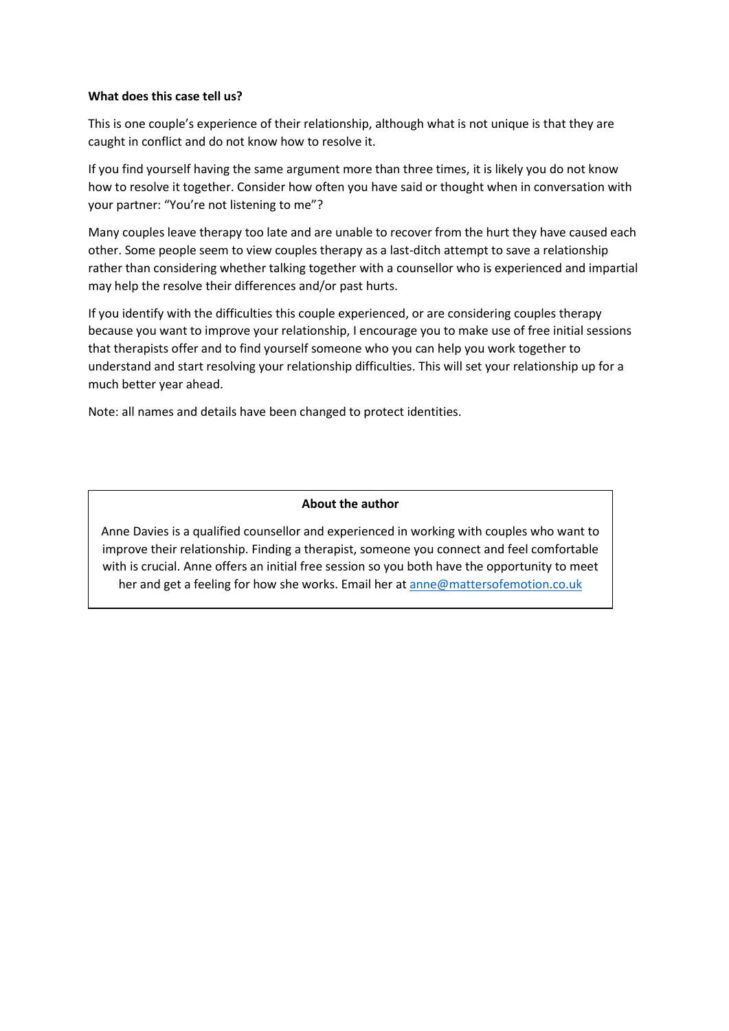**What does this case tell us?**

This is one couple's experience of their relationship, although what is not unique is that they are caught in conflict and do not know how to resolve it.

If you find yourself having the same argument more than three times, it is likely you do not know how to resolve it together. Consider how often you have said or thought when in conversation with your partner: "You're not listening to me"?

Many couples leave therapy too late and are unable to recover from the hurt they have caused each other. Some people seem to view couples therapy as a last-ditch attempt to save a relationship rather than considering whether talking together with a counsellor who is experienced and impartial may help the resolve their differences and/or past hurts.

If you identify with the difficulties this couple experienced, or are considering couples therapy because you want to improve your relationship, I encourage you to make use of free initial sessions that therapists offer and to find yourself someone who you can help you work together to understand and start resolving your relationship difficulties. This will set your relationship up for a much better year ahead.

Note: all names and details have been changed to protect identities.

**About the author**

Anne Davies is a qualified counsellor and experienced in working with couples who want to improve their relationship. Finding a therapist, someone you connect and feel comfortable with is crucial. Anne offers an initial free session so you both have the opportunity to meet her and get a feeling for how she works. Email her at anne@mattersofemotion.co.uk